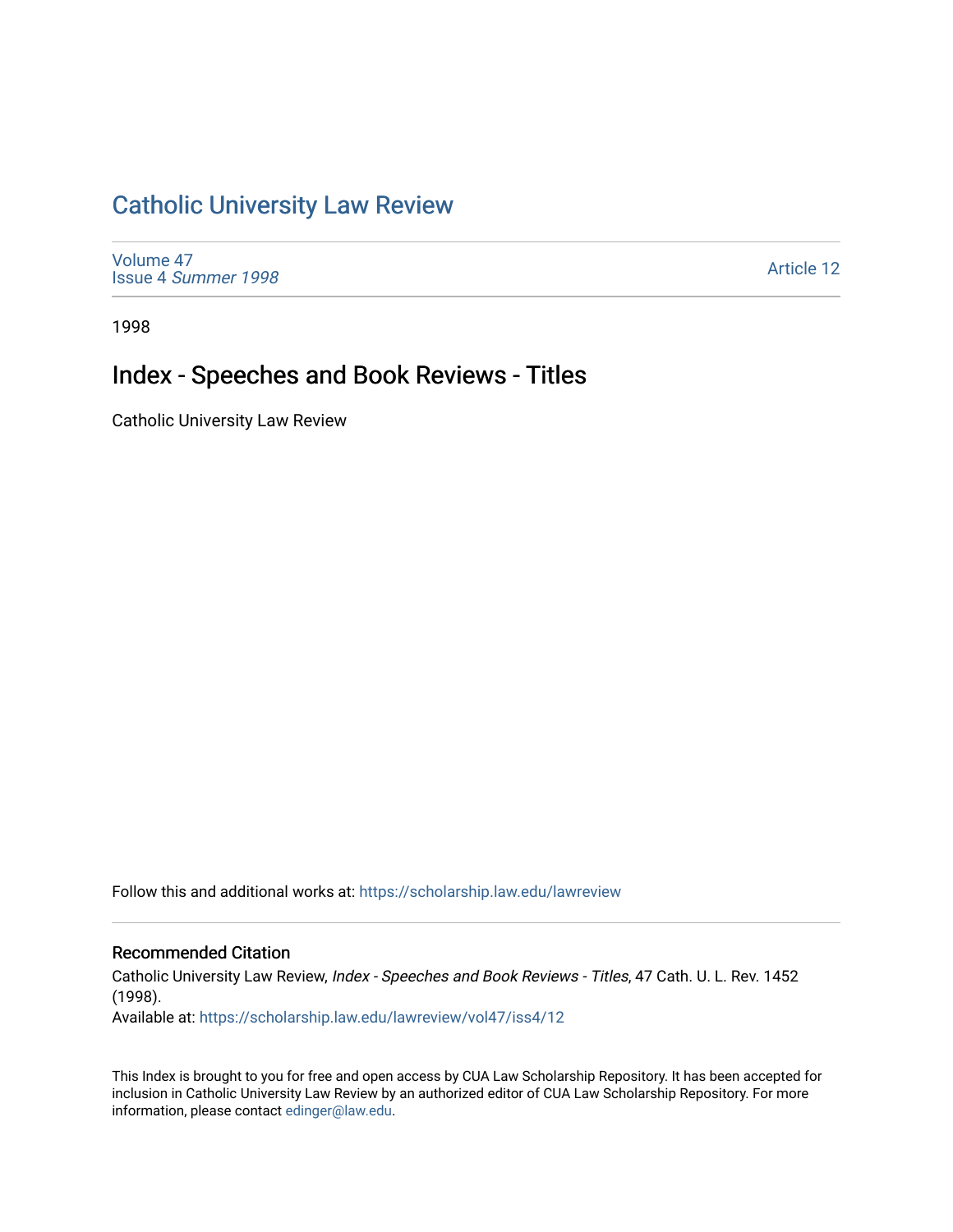# Catholic University Law Review

Volume 47
Issue 4 *Summer 1998*

Article 12

1998

## Index - Speeches and Book Reviews - Titles

Catholic University Law Review

Follow this and additional works at: https://scholarship.law.edu/lawreview

### Recommended Citation

Catholic University Law Review, *Index - Speeches and Book Reviews - Titles*, 47 Cath. U. L. Rev. 1452 (1998).
Available at: https://scholarship.law.edu/lawreview/vol47/iss4/12

This Index is brought to you for free and open access by CUA Law Scholarship Repository. It has been accepted for inclusion in Catholic University Law Review by an authorized editor of CUA Law Scholarship Repository. For more information, please contact edinger@law.edu.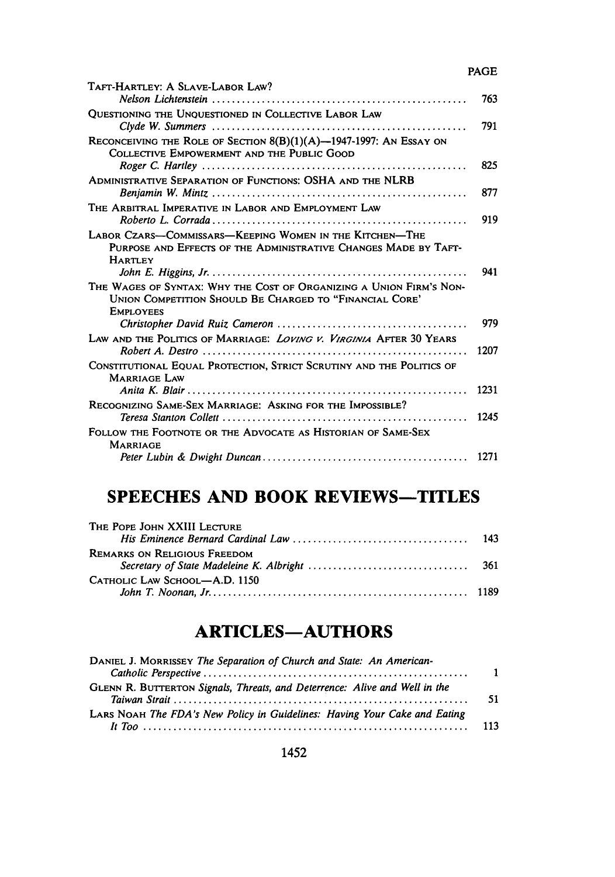PAGE

TAFT-HARTLEY: A SLAVE-LABOR LAW?
*Nelson Lichtenstein* ..... 763

QUESTIONING THE UNQUESTIONED IN COLLECTIVE LABOR LAW
*Clyde W. Summers* ..... 791

RECONCEIVING THE ROLE OF SECTION 8(B)(1)(A)—1947-1997: AN ESSAY ON COLLECTIVE EMPOWERMENT AND THE PUBLIC GOOD
*Roger C. Hartley* ..... 825

ADMINISTRATIVE SEPARATION OF FUNCTIONS: OSHA AND THE NLRB
*Benjamin W. Mintz* ..... 877

THE ARBITRAL IMPERATIVE IN LABOR AND EMPLOYMENT LAW
*Roberto L. Corrada* ..... 919

LABOR CZARS—COMMISSARS—KEEPING WOMEN IN THE KITCHEN—THE PURPOSE AND EFFECTS OF THE ADMINISTRATIVE CHANGES MADE BY TAFT-HARTLEY
*John E. Higgins, Jr.* ..... 941

THE WAGES OF SYNTAX: WHY THE COST OF ORGANIZING A UNION FIRM'S NON-UNION COMPETITION SHOULD BE CHARGED TO "FINANCIAL CORE' EMPLOYEES
*Christopher David Ruiz Cameron* ..... 979

LAW AND THE POLITICS OF MARRIAGE: *LOVING V. VIRGINIA* AFTER 30 YEARS
*Robert A. Destro* ..... 1207

CONSTITUTIONAL EQUAL PROTECTION, STRICT SCRUTINY AND THE POLITICS OF MARRIAGE LAW
*Anita K. Blair* ..... 1231

RECOGNIZING SAME-SEX MARRIAGE: ASKING FOR THE IMPOSSIBLE?
*Teresa Stanton Collett* ..... 1245

FOLLOW THE FOOTNOTE OR THE ADVOCATE AS HISTORIAN OF SAME-SEX MARRIAGE
*Peter Lubin & Dwight Duncan* ..... 1271

# SPEECHES AND BOOK REVIEWS—TITLES

THE POPE JOHN XXIII LECTURE
*His Eminence Bernard Cardinal Law* ..... 143

REMARKS ON RELIGIOUS FREEDOM
*Secretary of State Madeleine K. Albright* ..... 361

CATHOLIC LAW SCHOOL—A.D. 1150
*John T. Noonan, Jr.* ..... 1189

# ARTICLES—AUTHORS

DANIEL J. MORRISSEY *The Separation of Church and State: An American-Catholic Perspective* ..... 1

GLENN R. BUTTERTON *Signals, Threats, and Deterrence: Alive and Well in the Taiwan Strait* ..... 51

LARS NOAH *The FDA's New Policy in Guidelines: Having Your Cake and Eating It Too* ..... 113